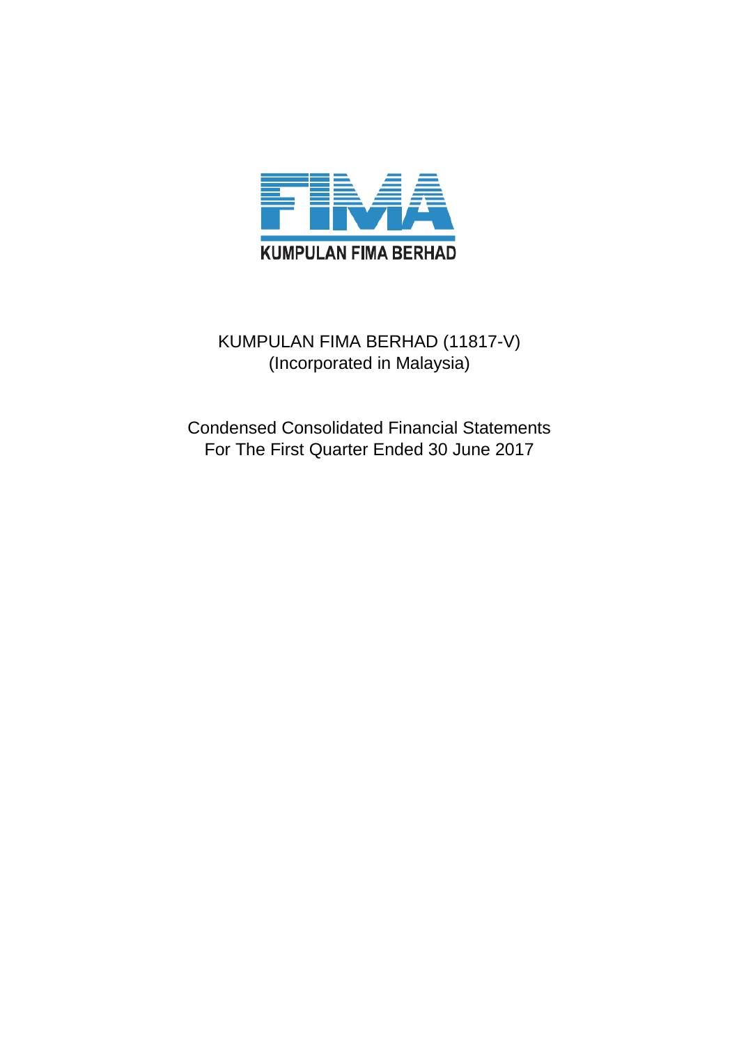KUMPULAN FIMA BERHAD

KUMPULAN FIMA BERHAD (11817-V)
(Incorporated in Malaysia)

Condensed Consolidated Financial Statements
For The First Quarter Ended 30 June 2017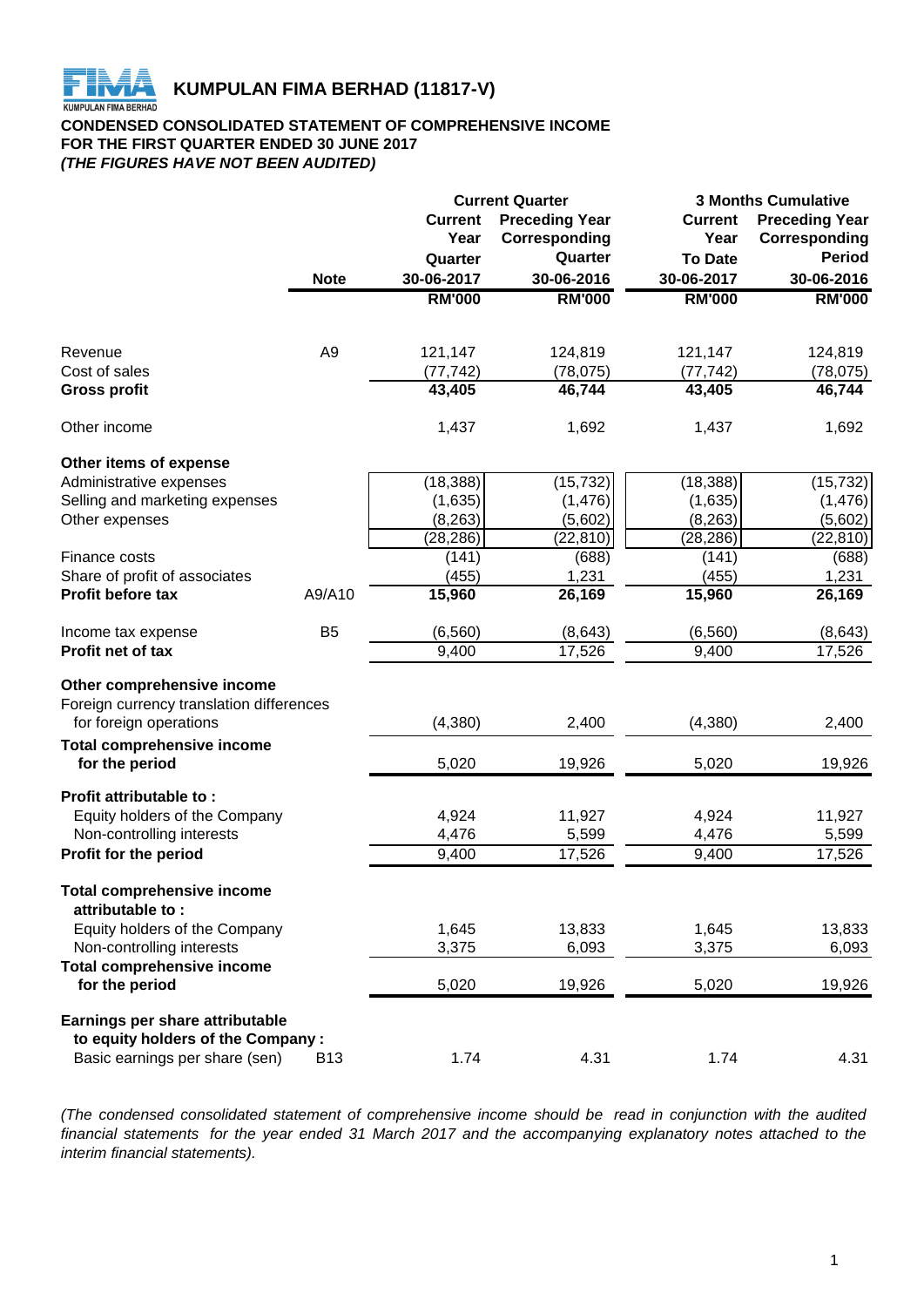# KUMPULAN FIMA BERHAD (11817-V)

## CONDENSED CONSOLIDATED STATEMENT OF COMPREHENSIVE INCOME
## FOR THE FIRST QUARTER ENDED 30 JUNE 2017
### *(THE FIGURES HAVE NOT BEEN AUDITED)*

| | Note | Current Quarter | | 3 Months Cumulative | |
|---|---|---|---|---|---|
| | | Current Year Quarter 30-06-2017 | Preceding Year Corresponding Quarter 30-06-2016 | Current Year To Date 30-06-2017 | Preceding Year Corresponding Period 30-06-2016 |
| | | RM'000 | RM'000 | RM'000 | RM'000 |
| Revenue | A9 | 121,147 | 124,819 | 121,147 | 124,819 |
| Cost of sales | | (77,742) | (78,075) | (77,742) | (78,075) |
| **Gross profit** | | **43,405** | **46,744** | **43,405** | **46,744** |
| Other income | | 1,437 | 1,692 | 1,437 | 1,692 |
| **Other items of expense** | | | | | |
| Administrative expenses | | (18,388) | (15,732) | (18,388) | (15,732) |
| Selling and marketing expenses | | (1,635) | (1,476) | (1,635) | (1,476) |
| Other expenses | | (8,263) | (5,602) | (8,263) | (5,602) |
| | | (28,286) | (22,810) | (28,286) | (22,810) |
| Finance costs | | (141) | (688) | (141) | (688) |
| Share of profit of associates | | (455) | 1,231 | (455) | 1,231 |
| **Profit before tax** | A9/A10 | **15,960** | **26,169** | **15,960** | **26,169** |
| Income tax expense | B5 | (6,560) | (8,643) | (6,560) | (8,643) |
| **Profit net of tax** | | 9,400 | 17,526 | 9,400 | 17,526 |
| **Other comprehensive income** | | | | | |
| Foreign currency translation differences for foreign operations | | (4,380) | 2,400 | (4,380) | 2,400 |
| **Total comprehensive income for the period** | | 5,020 | 19,926 | 5,020 | 19,926 |
| **Profit attributable to :** | | | | | |
| Equity holders of the Company | | 4,924 | 11,927 | 4,924 | 11,927 |
| Non-controlling interests | | 4,476 | 5,599 | 4,476 | 5,599 |
| **Profit for the period** | | 9,400 | 17,526 | 9,400 | 17,526 |
| **Total comprehensive income attributable to :** | | | | | |
| Equity holders of the Company | | 1,645 | 13,833 | 1,645 | 13,833 |
| Non-controlling interests | | 3,375 | 6,093 | 3,375 | 6,093 |
| **Total comprehensive income for the period** | | 5,020 | 19,926 | 5,020 | 19,926 |
| **Earnings per share attributable to equity holders of the Company :** | | | | | |
| Basic earnings per share (sen) | B13 | 1.74 | 4.31 | 1.74 | 4.31 |

*(The condensed consolidated statement of comprehensive income should be read in conjunction with the audited financial statements for the year ended 31 March 2017 and the accompanying explanatory notes attached to the interim financial statements).*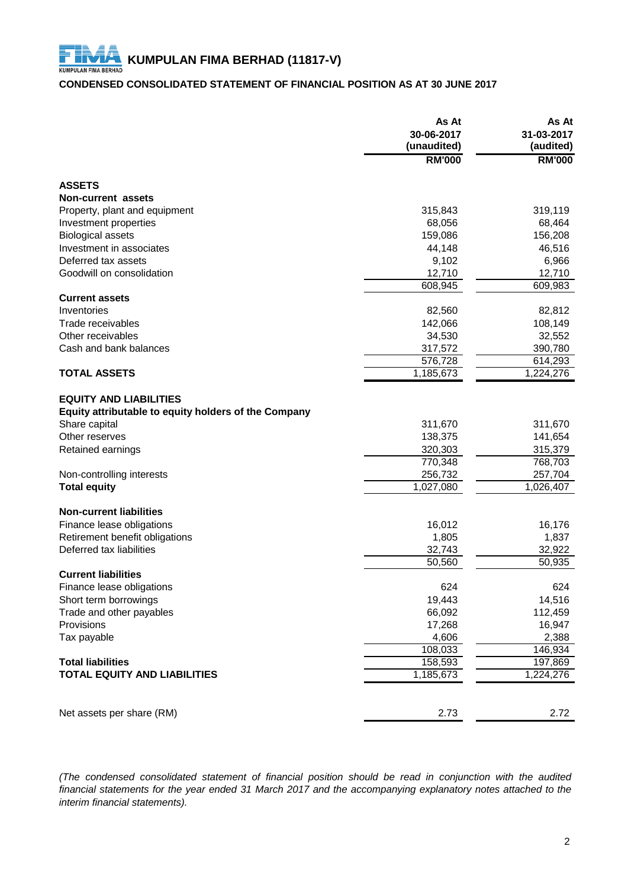# KUMPULAN FIMA BERHAD (11817-V)

## CONDENSED CONSOLIDATED STATEMENT OF FINANCIAL POSITION AS AT 30 JUNE 2017

| | As At 30-06-2017 (unaudited) | As At 31-03-2017 (audited) |
|---|---|---|
| | RM'000 | RM'000 |
| **ASSETS** | | |
| **Non-current assets** | | |
| Property, plant and equipment | 315,843 | 319,119 |
| Investment properties | 68,056 | 68,464 |
| Biological assets | 159,086 | 156,208 |
| Investment in associates | 44,148 | 46,516 |
| Deferred tax assets | 9,102 | 6,966 |
| Goodwill on consolidation | 12,710 | 12,710 |
| | 608,945 | 609,983 |
| **Current assets** | | |
| Inventories | 82,560 | 82,812 |
| Trade receivables | 142,066 | 108,149 |
| Other receivables | 34,530 | 32,552 |
| Cash and bank balances | 317,572 | 390,780 |
| | 576,728 | 614,293 |
| **TOTAL ASSETS** | 1,185,673 | 1,224,276 |
| | | |
| **EQUITY AND LIABILITIES** | | |
| **Equity attributable to equity holders of the Company** | | |
| Share capital | 311,670 | 311,670 |
| Other reserves | 138,375 | 141,654 |
| Retained earnings | 320,303 | 315,379 |
| | 770,348 | 768,703 |
| Non-controlling interests | 256,732 | 257,704 |
| **Total equity** | 1,027,080 | 1,026,407 |
| | | |
| **Non-current liabilities** | | |
| Finance lease obligations | 16,012 | 16,176 |
| Retirement benefit obligations | 1,805 | 1,837 |
| Deferred tax liabilities | 32,743 | 32,922 |
| | 50,560 | 50,935 |
| **Current liabilities** | | |
| Finance lease obligations | 624 | 624 |
| Short term borrowings | 19,443 | 14,516 |
| Trade and other payables | 66,092 | 112,459 |
| Provisions | 17,268 | 16,947 |
| Tax payable | 4,606 | 2,388 |
| | 108,033 | 146,934 |
| **Total liabilities** | 158,593 | 197,869 |
| **TOTAL EQUITY AND LIABILITIES** | 1,185,673 | 1,224,276 |
| | | |
| Net assets per share (RM) | 2.73 | 2.72 |

*(The condensed consolidated statement of financial position should be read in conjunction with the audited financial statements for the year ended 31 March 2017 and the accompanying explanatory notes attached to the interim financial statements).*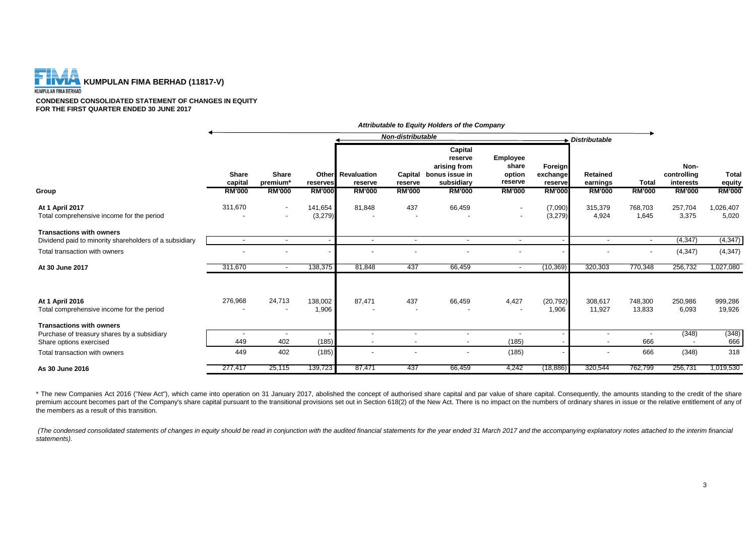# KUMPULAN FIMA BERHAD (11817-V)

**CONDENSED CONSOLIDATED STATEMENT OF CHANGES IN EQUITY**
**FOR THE FIRST QUARTER ENDED 30 JUNE 2017**

| | *Attributable to Equity Holders of the Company* | | | | | | | | | | | |
|---|---|---|---|---|---|---|---|---|---|---|---|---|
| | | | | *Non-distributable* | | | | | *Distributable* | | | |
| **Group** | **Share capital RM'000** | **Share premium* RM'000** | **Other reserves RM'000** | **Revaluation reserve RM'000** | **Capital reserve RM'000** | **Capital reserve arising from bonus issue in subsidiary RM'000** | **Employee share option reserve RM'000** | **Foreign exchange reserve RM'000** | **Retained earnings RM'000** | **Total RM'000** | **Non-controlling interests RM'000** | **Total equity RM'000** |
| **At 1 April 2017** | 311,670 | - | 141,654 | 81,848 | 437 | 66,459 | - | (7,090) | 315,379 | 768,703 | 257,704 | 1,026,407 |
| Total comprehensive income for the period | - | - | (3,279) | - | - | - | - | (3,279) | 4,924 | 1,645 | 3,375 | 5,020 |
| **Transactions with owners** | | | | | | | | | | | | |
| Dividend paid to minority shareholders of a subsidiary | - | - | - | - | - | - | - | - | - | - | (4,347) | (4,347) |
| Total transaction with owners | - | - | - | - | - | - | - | - | - | - | (4,347) | (4,347) |
| **At 30 June 2017** | 311,670 | - | 138,375 | 81,848 | 437 | 66,459 | - | (10,369) | 320,303 | 770,348 | 256,732 | 1,027,080 |
| | | | | | | | | | | | | |
| **At 1 April 2016** | 276,968 | 24,713 | 138,002 | 87,471 | 437 | 66,459 | 4,427 | (20,792) | 308,617 | 748,300 | 250,986 | 999,286 |
| Total comprehensive income for the period | - | - | 1,906 | - | - | - | - | 1,906 | 11,927 | 13,833 | 6,093 | 19,926 |
| **Transactions with owners** | | | | | | | | | | | | |
| Purchase of treasury shares by a subsidiary | - | - | - | - | - | - | - | - | - | - | (348) | (348) |
| Share options exercised | 449 | 402 | (185) | - | - | - | (185) | - | - | 666 | - | 666 |
| Total transaction with owners | 449 | 402 | (185) | - | - | - | (185) | - | - | 666 | (348) | 318 |
| **As 30 June 2016** | 277,417 | 25,115 | 139,723 | 87,471 | 437 | 66,459 | 4,242 | (18,886) | 320,544 | 762,799 | 256,731 | 1,019,530 |

* The new Companies Act 2016 ("New Act"), which came into operation on 31 January 2017, abolished the concept of authorised share capital and par value of share capital. Consequently, the amounts standing to the credit of the share premium account becomes part of the Company's share capital pursuant to the transitional provisions set out in Section 618(2) of the New Act. There is no impact on the numbers of ordinary shares in issue or the relative entitlement of any of the members as a result of this transition.

*(The condensed consolidated statements of changes in equity should be read in conjunction with the audited financial statements for the year ended 31 March 2017 and the accompanying explanatory notes attached to the interim financial statements).*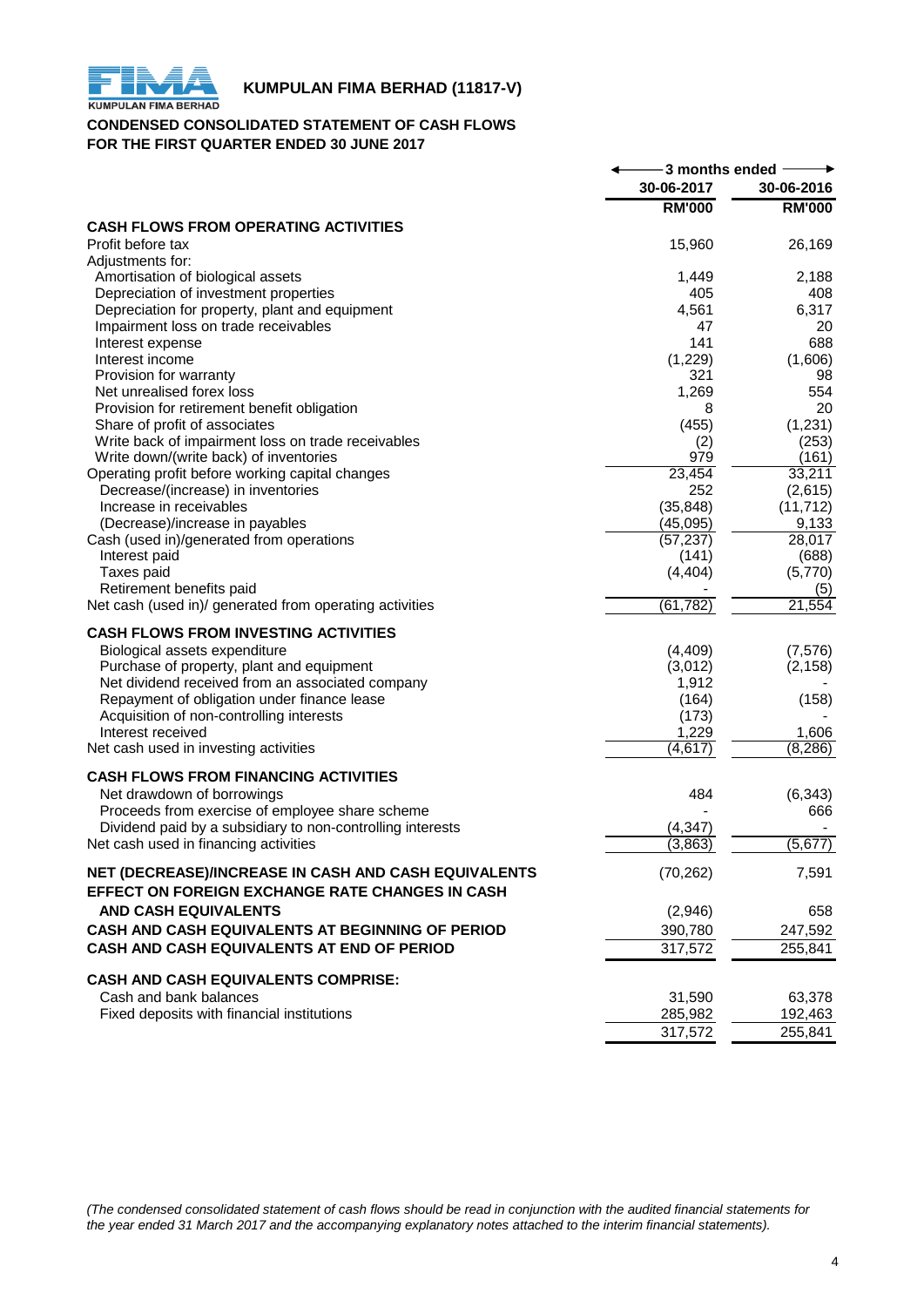**KUMPULAN FIMA BERHAD (11817-V)**

## CONDENSED CONSOLIDATED STATEMENT OF CASH FLOWS
## FOR THE FIRST QUARTER ENDED 30 JUNE 2017

| | 3 months ended | |
|---|---|---|
| | 30-06-2017 | 30-06-2016 |
| | RM'000 | RM'000 |
| **CASH FLOWS FROM OPERATING ACTIVITIES** | | |
| Profit before tax | 15,960 | 26,169 |
| Adjustments for: | | |
| Amortisation of biological assets | 1,449 | 2,188 |
| Depreciation of investment properties | 405 | 408 |
| Depreciation for property, plant and equipment | 4,561 | 6,317 |
| Impairment loss on trade receivables | 47 | 20 |
| Interest expense | 141 | 688 |
| Interest income | (1,229) | (1,606) |
| Provision for warranty | 321 | 98 |
| Net unrealised forex loss | 1,269 | 554 |
| Provision for retirement benefit obligation | 8 | 20 |
| Share of profit of associates | (455) | (1,231) |
| Write back of impairment loss on trade receivables | (2) | (253) |
| Write down/(write back) of inventories | 979 | (161) |
| Operating profit before working capital changes | 23,454 | 33,211 |
| Decrease/(increase) in inventories | 252 | (2,615) |
| Increase in receivables | (35,848) | (11,712) |
| (Decrease)/increase in payables | (45,095) | 9,133 |
| Cash (used in)/generated from operations | (57,237) | 28,017 |
| Interest paid | (141) | (688) |
| Taxes paid | (4,404) | (5,770) |
| Retirement benefits paid | - | (5) |
| Net cash (used in)/ generated from operating activities | (61,782) | 21,554 |
| **CASH FLOWS FROM INVESTING ACTIVITIES** | | |
| Biological assets expenditure | (4,409) | (7,576) |
| Purchase of property, plant and equipment | (3,012) | (2,158) |
| Net dividend received from an associated company | 1,912 | - |
| Repayment of obligation under finance lease | (164) | (158) |
| Acquisition of non-controlling interests | (173) | - |
| Interest received | 1,229 | 1,606 |
| Net cash used in investing activities | (4,617) | (8,286) |
| **CASH FLOWS FROM FINANCING ACTIVITIES** | | |
| Net drawdown of borrowings | 484 | (6,343) |
| Proceeds from exercise of employee share scheme | - | 666 |
| Dividend paid by a subsidiary to non-controlling interests | (4,347) | - |
| Net cash used in financing activities | (3,863) | (5,677) |
| **NET (DECREASE)/INCREASE IN CASH AND CASH EQUIVALENTS** | (70,262) | 7,591 |
| **EFFECT ON FOREIGN EXCHANGE RATE CHANGES IN CASH AND CASH EQUIVALENTS** | (2,946) | 658 |
| **CASH AND CASH EQUIVALENTS AT BEGINNING OF PERIOD** | 390,780 | 247,592 |
| **CASH AND CASH EQUIVALENTS AT END OF PERIOD** | 317,572 | 255,841 |
| **CASH AND CASH EQUIVALENTS COMPRISE:** | | |
| Cash and bank balances | 31,590 | 63,378 |
| Fixed deposits with financial institutions | 285,982 | 192,463 |
| | 317,572 | 255,841 |

*(The condensed consolidated statement of cash flows should be read in conjunction with the audited financial statements for the year ended 31 March 2017 and the accompanying explanatory notes attached to the interim financial statements).*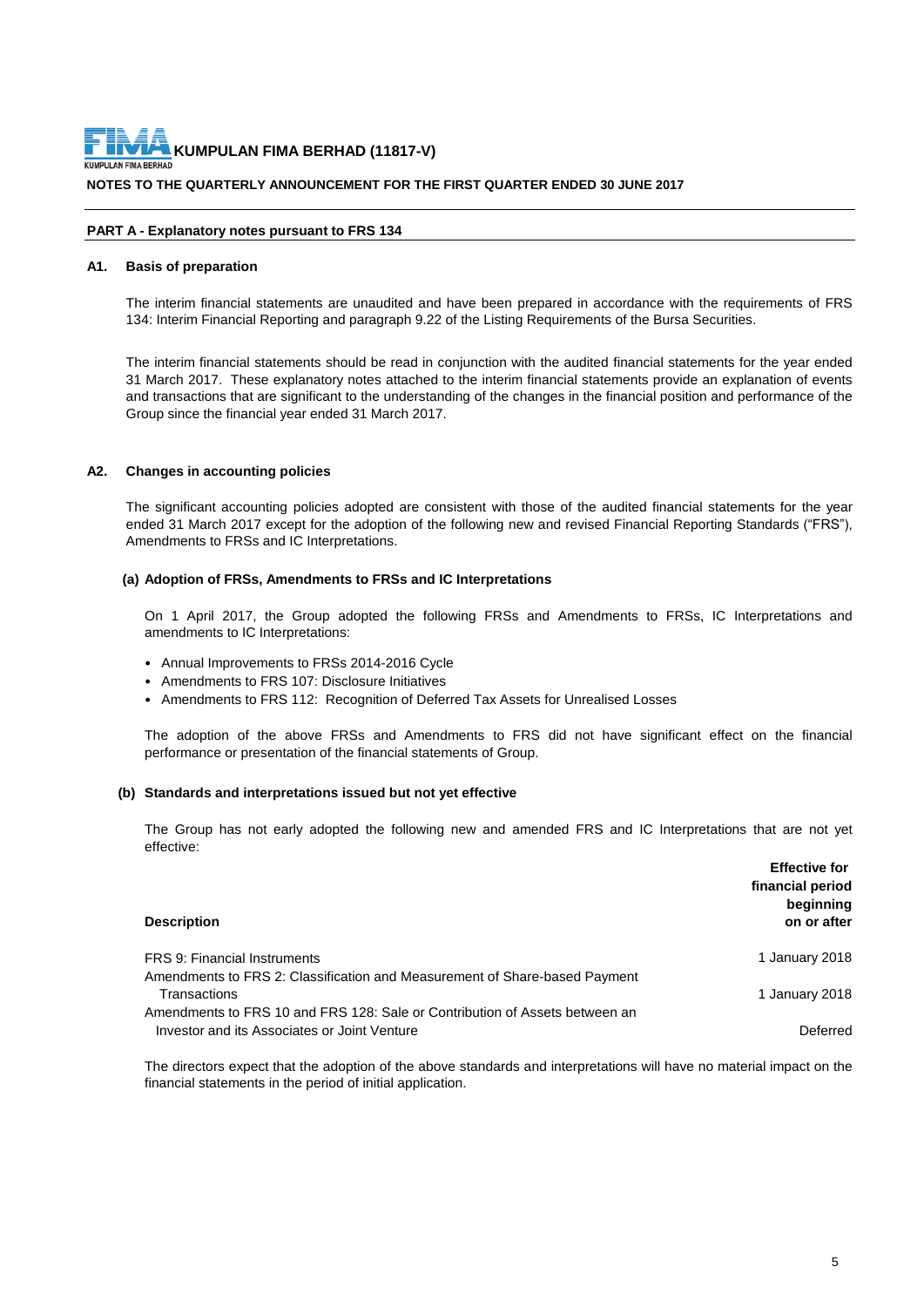**KUMPULAN FIMA BERHAD (11817-V)**

**NOTES TO THE QUARTERLY ANNOUNCEMENT FOR THE FIRST QUARTER ENDED 30 JUNE 2017**

**PART A - Explanatory notes pursuant to FRS 134**

**A1. Basis of preparation**

The interim financial statements are unaudited and have been prepared in accordance with the requirements of FRS 134: Interim Financial Reporting and paragraph 9.22 of the Listing Requirements of the Bursa Securities.

The interim financial statements should be read in conjunction with the audited financial statements for the year ended 31 March 2017. These explanatory notes attached to the interim financial statements provide an explanation of events and transactions that are significant to the understanding of the changes in the financial position and performance of the Group since the financial year ended 31 March 2017.

**A2. Changes in accounting policies**

The significant accounting policies adopted are consistent with those of the audited financial statements for the year ended 31 March 2017 except for the adoption of the following new and revised Financial Reporting Standards ("FRS"), Amendments to FRSs and IC Interpretations.

**(a) Adoption of FRSs, Amendments to FRSs and IC Interpretations**

On 1 April 2017, the Group adopted the following FRSs and Amendments to FRSs, IC Interpretations and amendments to IC Interpretations:

- Annual Improvements to FRSs 2014-2016 Cycle
- Amendments to FRS 107: Disclosure Initiatives
- Amendments to FRS 112: Recognition of Deferred Tax Assets for Unrealised Losses

The adoption of the above FRSs and Amendments to FRS did not have significant effect on the financial performance or presentation of the financial statements of Group.

**(b) Standards and interpretations issued but not yet effective**

The Group has not early adopted the following new and amended FRS and IC Interpretations that are not yet effective:

| Description | Effective for financial period beginning on or after |
|---|---|
| FRS 9: Financial Instruments | 1 January 2018 |
| Amendments to FRS 2: Classification and Measurement of Share-based Payment Transactions | 1 January 2018 |
| Amendments to FRS 10 and FRS 128: Sale or Contribution of Assets between an Investor and its Associates or Joint Venture | Deferred |

The directors expect that the adoption of the above standards and interpretations will have no material impact on the financial statements in the period of initial application.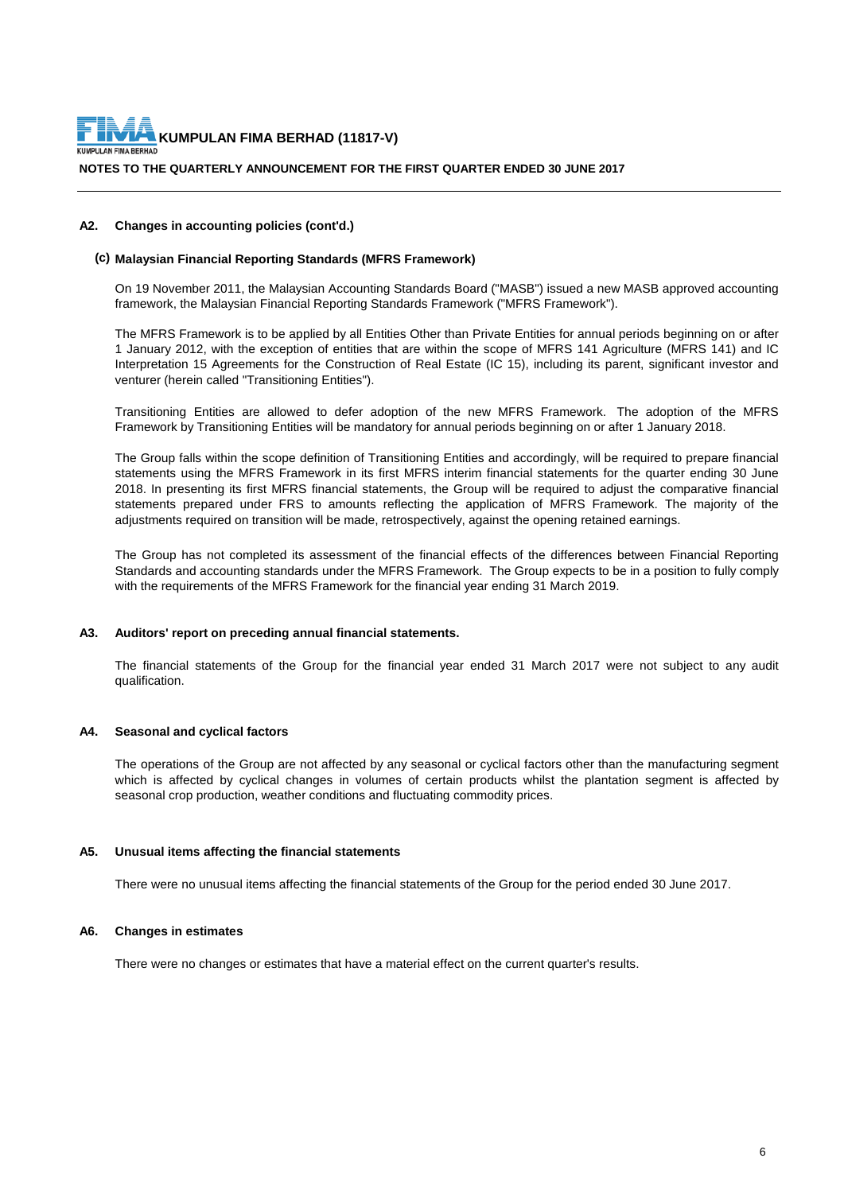### A2. Changes in accounting policies (cont'd.)

#### (c) Malaysian Financial Reporting Standards (MFRS Framework)

On 19 November 2011, the Malaysian Accounting Standards Board ("MASB") issued a new MASB approved accounting framework, the Malaysian Financial Reporting Standards Framework ("MFRS Framework").

The MFRS Framework is to be applied by all Entities Other than Private Entities for annual periods beginning on or after 1 January 2012, with the exception of entities that are within the scope of MFRS 141 Agriculture (MFRS 141) and IC Interpretation 15 Agreements for the Construction of Real Estate (IC 15), including its parent, significant investor and venturer (herein called "Transitioning Entities").

Transitioning Entities are allowed to defer adoption of the new MFRS Framework. The adoption of the MFRS Framework by Transitioning Entities will be mandatory for annual periods beginning on or after 1 January 2018.

The Group falls within the scope definition of Transitioning Entities and accordingly, will be required to prepare financial statements using the MFRS Framework in its first MFRS interim financial statements for the quarter ending 30 June 2018. In presenting its first MFRS financial statements, the Group will be required to adjust the comparative financial statements prepared under FRS to amounts reflecting the application of MFRS Framework. The majority of the adjustments required on transition will be made, retrospectively, against the opening retained earnings.

The Group has not completed its assessment of the financial effects of the differences between Financial Reporting Standards and accounting standards under the MFRS Framework. The Group expects to be in a position to fully comply with the requirements of the MFRS Framework for the financial year ending 31 March 2019.

### A3. Auditors' report on preceding annual financial statements.

The financial statements of the Group for the financial year ended 31 March 2017 were not subject to any audit qualification.

### A4. Seasonal and cyclical factors

The operations of the Group are not affected by any seasonal or cyclical factors other than the manufacturing segment which is affected by cyclical changes in volumes of certain products whilst the plantation segment is affected by seasonal crop production, weather conditions and fluctuating commodity prices.

### A5. Unusual items affecting the financial statements

There were no unusual items affecting the financial statements of the Group for the period ended 30 June 2017.

### A6. Changes in estimates

There were no changes or estimates that have a material effect on the current quarter's results.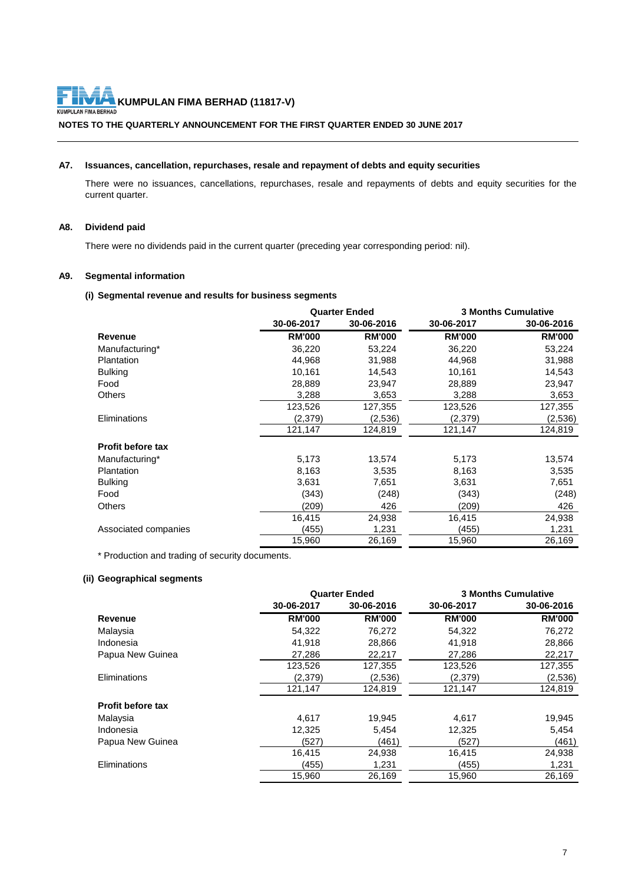**KUMPULAN FIMA BERHAD (11817-V)**

**NOTES TO THE QUARTERLY ANNOUNCEMENT FOR THE FIRST QUARTER ENDED 30 JUNE 2017**

### A7. Issuances, cancellation, repurchases, resale and repayment of debts and equity securities

There were no issuances, cancellations, repurchases, resale and repayments of debts and equity securities for the current quarter.

### A8. Dividend paid

There were no dividends paid in the current quarter (preceding year corresponding period: nil).

### A9. Segmental information

#### (i) Segmental revenue and results for business segments

| | Quarter Ended | | 3 Months Cumulative | |
|---|---|---|---|---|
| | 30-06-2017 | 30-06-2016 | 30-06-2017 | 30-06-2016 |
| **Revenue** | **RM'000** | **RM'000** | **RM'000** | **RM'000** |
| Manufacturing* | 36,220 | 53,224 | 36,220 | 53,224 |
| Plantation | 44,968 | 31,988 | 44,968 | 31,988 |
| Bulking | 10,161 | 14,543 | 10,161 | 14,543 |
| Food | 28,889 | 23,947 | 28,889 | 23,947 |
| Others | 3,288 | 3,653 | 3,288 | 3,653 |
| | 123,526 | 127,355 | 123,526 | 127,355 |
| Eliminations | (2,379) | (2,536) | (2,379) | (2,536) |
| | 121,147 | 124,819 | 121,147 | 124,819 |
| **Profit before tax** | | | | |
| Manufacturing* | 5,173 | 13,574 | 5,173 | 13,574 |
| Plantation | 8,163 | 3,535 | 8,163 | 3,535 |
| Bulking | 3,631 | 7,651 | 3,631 | 7,651 |
| Food | (343) | (248) | (343) | (248) |
| Others | (209) | 426 | (209) | 426 |
| | 16,415 | 24,938 | 16,415 | 24,938 |
| Associated companies | (455) | 1,231 | (455) | 1,231 |
| | 15,960 | 26,169 | 15,960 | 26,169 |

\* Production and trading of security documents.

#### (ii) Geographical segments

| | Quarter Ended | | 3 Months Cumulative | |
|---|---|---|---|---|
| | 30-06-2017 | 30-06-2016 | 30-06-2017 | 30-06-2016 |
| **Revenue** | **RM'000** | **RM'000** | **RM'000** | **RM'000** |
| Malaysia | 54,322 | 76,272 | 54,322 | 76,272 |
| Indonesia | 41,918 | 28,866 | 41,918 | 28,866 |
| Papua New Guinea | 27,286 | 22,217 | 27,286 | 22,217 |
| | 123,526 | 127,355 | 123,526 | 127,355 |
| Eliminations | (2,379) | (2,536) | (2,379) | (2,536) |
| | 121,147 | 124,819 | 121,147 | 124,819 |
| **Profit before tax** | | | | |
| Malaysia | 4,617 | 19,945 | 4,617 | 19,945 |
| Indonesia | 12,325 | 5,454 | 12,325 | 5,454 |
| Papua New Guinea | (527) | (461) | (527) | (461) |
| | 16,415 | 24,938 | 16,415 | 24,938 |
| Eliminations | (455) | 1,231 | (455) | 1,231 |
| | 15,960 | 26,169 | 15,960 | 26,169 |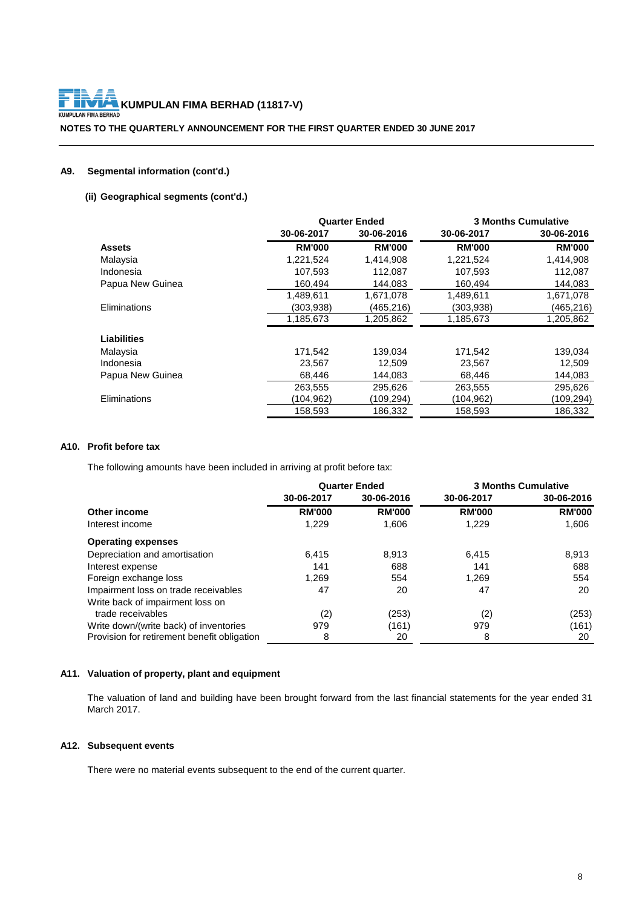**KUMPULAN FIMA BERHAD (11817-V)**

**NOTES TO THE QUARTERLY ANNOUNCEMENT FOR THE FIRST QUARTER ENDED 30 JUNE 2017**

### A9. Segmental information (cont'd.)

#### (ii) Geographical segments (cont'd.)

| | Quarter Ended | | 3 Months Cumulative | |
|---|---|---|---|---|
| | 30-06-2017 | 30-06-2016 | 30-06-2017 | 30-06-2016 |
| **Assets** | **RM'000** | **RM'000** | **RM'000** | **RM'000** |
| Malaysia | 1,221,524 | 1,414,908 | 1,221,524 | 1,414,908 |
| Indonesia | 107,593 | 112,087 | 107,593 | 112,087 |
| Papua New Guinea | 160,494 | 144,083 | 160,494 | 144,083 |
| | 1,489,611 | 1,671,078 | 1,489,611 | 1,671,078 |
| Eliminations | (303,938) | (465,216) | (303,938) | (465,216) |
| | 1,185,673 | 1,205,862 | 1,185,673 | 1,205,862 |
| **Liabilities** | | | | |
| Malaysia | 171,542 | 139,034 | 171,542 | 139,034 |
| Indonesia | 23,567 | 12,509 | 23,567 | 12,509 |
| Papua New Guinea | 68,446 | 144,083 | 68,446 | 144,083 |
| | 263,555 | 295,626 | 263,555 | 295,626 |
| Eliminations | (104,962) | (109,294) | (104,962) | (109,294) |
| | 158,593 | 186,332 | 158,593 | 186,332 |

### A10. Profit before tax

The following amounts have been included in arriving at profit before tax:

| | Quarter Ended | | 3 Months Cumulative | |
|---|---|---|---|---|
| | 30-06-2017 | 30-06-2016 | 30-06-2017 | 30-06-2016 |
| **Other income** | **RM'000** | **RM'000** | **RM'000** | **RM'000** |
| Interest income | 1,229 | 1,606 | 1,229 | 1,606 |
| **Operating expenses** | | | | |
| Depreciation and amortisation | 6,415 | 8,913 | 6,415 | 8,913 |
| Interest expense | 141 | 688 | 141 | 688 |
| Foreign exchange loss | 1,269 | 554 | 1,269 | 554 |
| Impairment loss on trade receivables | 47 | 20 | 47 | 20 |
| Write back of impairment loss on trade receivables | (2) | (253) | (2) | (253) |
| Write down/(write back) of inventories | 979 | (161) | 979 | (161) |
| Provision for retirement benefit obligation | 8 | 20 | 8 | 20 |

### A11. Valuation of property, plant and equipment

The valuation of land and building have been brought forward from the last financial statements for the year ended 31 March 2017.

### A12. Subsequent events

There were no material events subsequent to the end of the current quarter.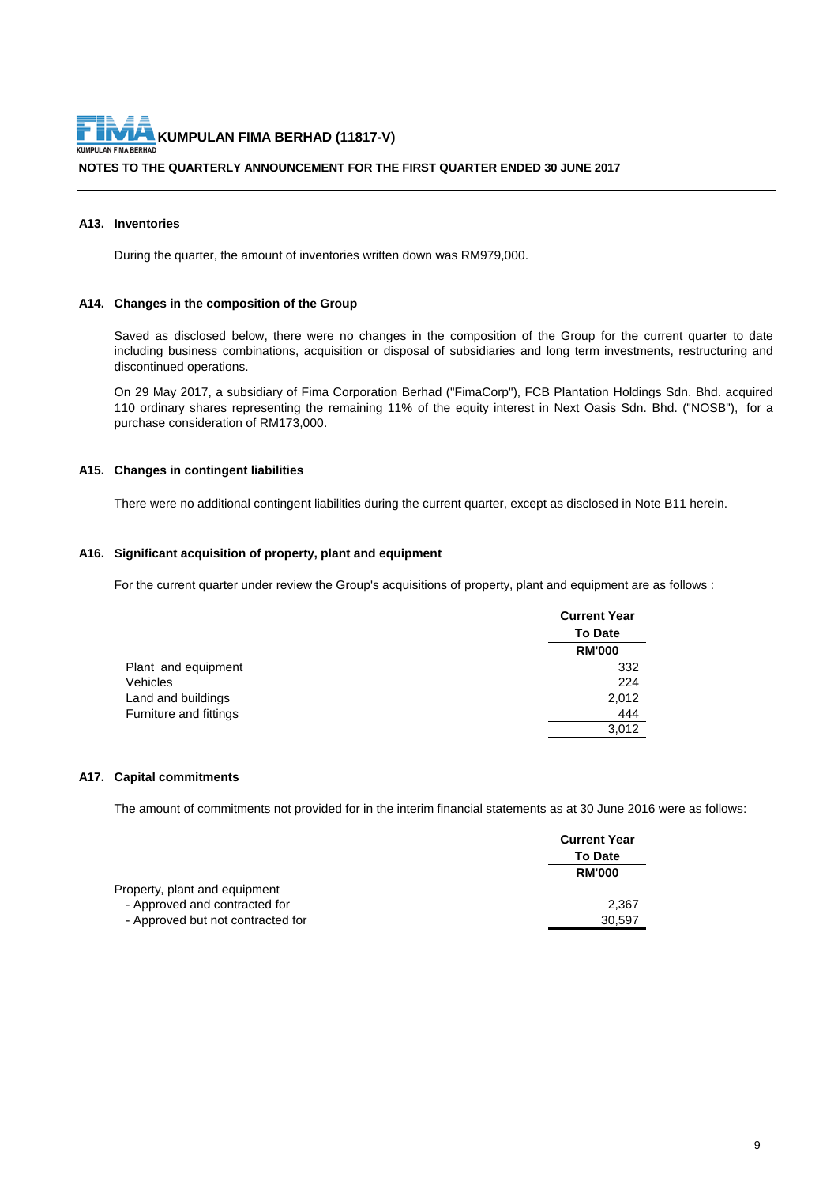## A13. Inventories

During the quarter, the amount of inventories written down was RM979,000.

## A14. Changes in the composition of the Group

Saved as disclosed below, there were no changes in the composition of the Group for the current quarter to date including business combinations, acquisition or disposal of subsidiaries and long term investments, restructuring and discontinued operations.

On 29 May 2017, a subsidiary of Fima Corporation Berhad ("FimaCorp"), FCB Plantation Holdings Sdn. Bhd. acquired 110 ordinary shares representing the remaining 11% of the equity interest in Next Oasis Sdn. Bhd. ("NOSB"), for a purchase consideration of RM173,000.

## A15. Changes in contingent liabilities

There were no additional contingent liabilities during the current quarter, except as disclosed in Note B11 herein.

## A16. Significant acquisition of property, plant and equipment

For the current quarter under review the Group's acquisitions of property, plant and equipment are as follows :

| | Current Year To Date |
|---|---|
| | RM'000 |
| Plant and equipment | 332 |
| Vehicles | 224 |
| Land and buildings | 2,012 |
| Furniture and fittings | 444 |
| | 3,012 |

## A17. Capital commitments

The amount of commitments not provided for in the interim financial statements as at 30 June 2016 were as follows:

| | Current Year To Date |
|---|---|
| | RM'000 |
| Property, plant and equipment | |
| - Approved and contracted for | 2,367 |
| - Approved but not contracted for | 30,597 |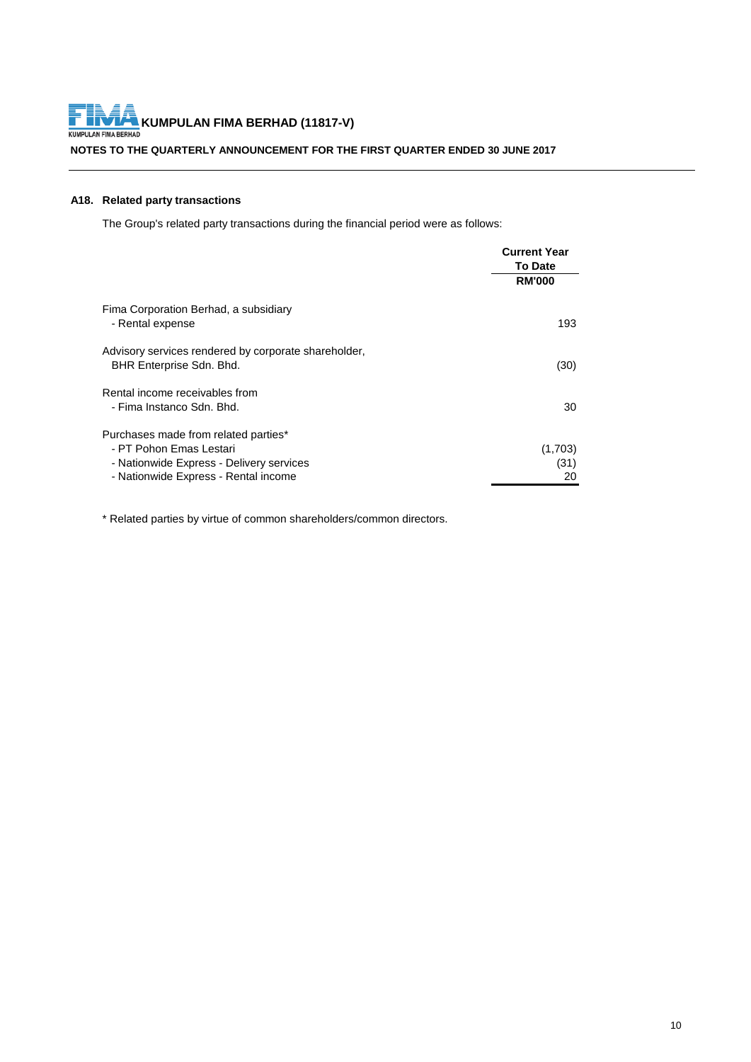### A18. Related party transactions

The Group's related party transactions during the financial period were as follows:

| | Current Year To Date RM'000 |
|---|---|
| Fima Corporation Berhad, a subsidiary | |
| - Rental expense | 193 |
| Advisory services rendered by corporate shareholder, BHR Enterprise Sdn. Bhd. | (30) |
| Rental income receivables from | |
| - Fima Instanco Sdn. Bhd. | 30 |
| Purchases made from related parties* | |
| - PT Pohon Emas Lestari | (1,703) |
| - Nationwide Express - Delivery services | (31) |
| - Nationwide Express - Rental income | 20 |

* Related parties by virtue of common shareholders/common directors.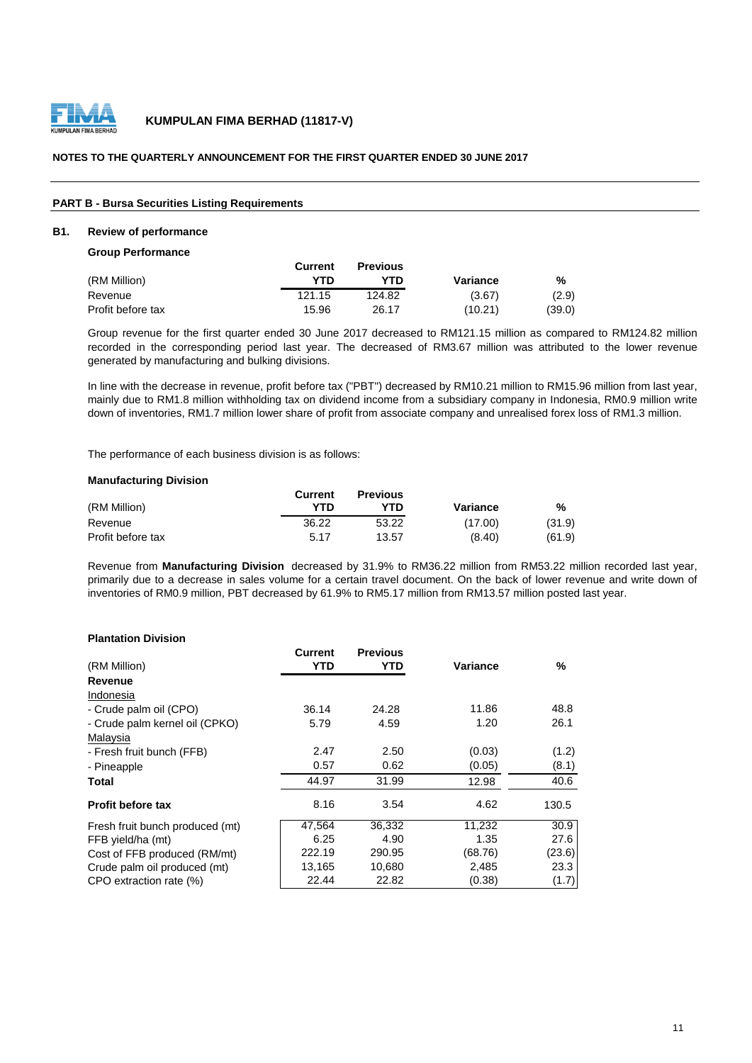**KUMPULAN FIMA BERHAD (11817-V)**

**NOTES TO THE QUARTERLY ANNOUNCEMENT FOR THE FIRST QUARTER ENDED 30 JUNE 2017**

**PART B - Bursa Securities Listing Requirements**

**B1. Review of performance**

**Group Performance**

| (RM Million) | Current YTD | Previous YTD | Variance | % |
|---|---|---|---|---|
| Revenue | 121.15 | 124.82 | (3.67) | (2.9) |
| Profit before tax | 15.96 | 26.17 | (10.21) | (39.0) |

Group revenue for the first quarter ended 30 June 2017 decreased to RM121.15 million as compared to RM124.82 million recorded in the corresponding period last year. The decreased of RM3.67 million was attributed to the lower revenue generated by manufacturing and bulking divisions.

In line with the decrease in revenue, profit before tax ("PBT") decreased by RM10.21 million to RM15.96 million from last year, mainly due to RM1.8 million withholding tax on dividend income from a subsidiary company in Indonesia, RM0.9 million write down of inventories, RM1.7 million lower share of profit from associate company and unrealised forex loss of RM1.3 million.

The performance of each business division is as follows:

**Manufacturing Division**

| (RM Million) | Current YTD | Previous YTD | Variance | % |
|---|---|---|---|---|
| Revenue | 36.22 | 53.22 | (17.00) | (31.9) |
| Profit before tax | 5.17 | 13.57 | (8.40) | (61.9) |

Revenue from **Manufacturing Division** decreased by 31.9% to RM36.22 million from RM53.22 million recorded last year, primarily due to a decrease in sales volume for a certain travel document. On the back of lower revenue and write down of inventories of RM0.9 million, PBT decreased by 61.9% to RM5.17 million from RM13.57 million posted last year.

**Plantation Division**

| (RM Million) | Current YTD | Previous YTD | Variance | % |
|---|---|---|---|---|
| **Revenue** | | | | |
| Indonesia | | | | |
| - Crude palm oil (CPO) | 36.14 | 24.28 | 11.86 | 48.8 |
| - Crude palm kernel oil (CPKO) | 5.79 | 4.59 | 1.20 | 26.1 |
| Malaysia | | | | |
| - Fresh fruit bunch (FFB) | 2.47 | 2.50 | (0.03) | (1.2) |
| - Pineapple | 0.57 | 0.62 | (0.05) | (8.1) |
| **Total** | 44.97 | 31.99 | 12.98 | 40.6 |
| **Profit before tax** | 8.16 | 3.54 | 4.62 | 130.5 |
| Fresh fruit bunch produced (mt) | 47,564 | 36,332 | 11,232 | 30.9 |
| FFB yield/ha (mt) | 6.25 | 4.90 | 1.35 | 27.6 |
| Cost of FFB produced (RM/mt) | 222.19 | 290.95 | (68.76) | (23.6) |
| Crude palm oil produced (mt) | 13,165 | 10,680 | 2,485 | 23.3 |
| CPO extraction rate (%) | 22.44 | 22.82 | (0.38) | (1.7) |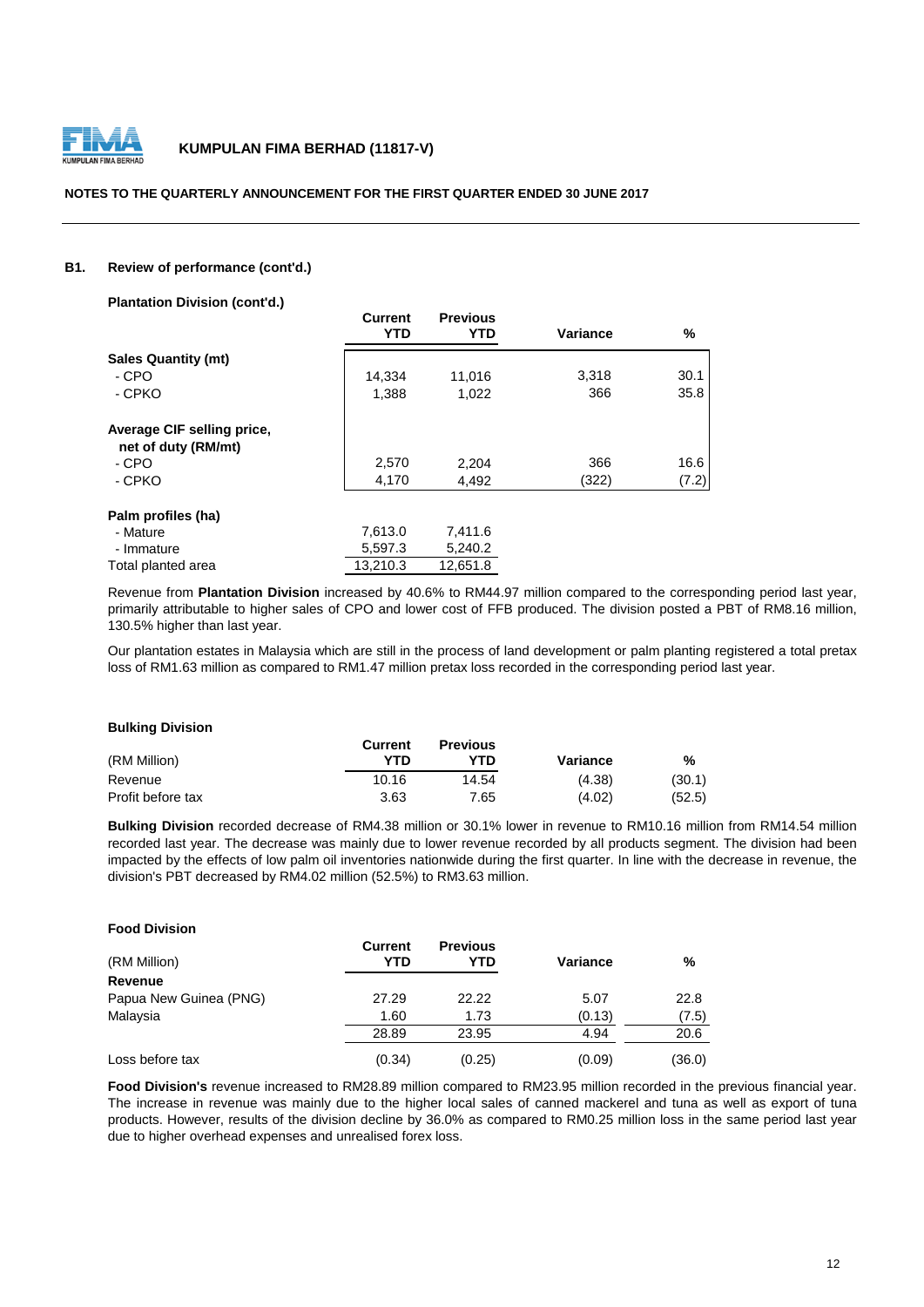**KUMPULAN FIMA BERHAD (11817-V)**

**NOTES TO THE QUARTERLY ANNOUNCEMENT FOR THE FIRST QUARTER ENDED 30 JUNE 2017**

### B1. Review of performance (cont'd.)

**Plantation Division (cont'd.)**

| | Current YTD | Previous YTD | Variance | % |
|---|---|---|---|---|
| **Sales Quantity (mt)** | | | | |
| - CPO | 14,334 | 11,016 | 3,318 | 30.1 |
| - CPKO | 1,388 | 1,022 | 366 | 35.8 |
| **Average CIF selling price, net of duty (RM/mt)** | | | | |
| - CPO | 2,570 | 2,204 | 366 | 16.6 |
| - CPKO | 4,170 | 4,492 | (322) | (7.2) |
| **Palm profiles (ha)** | | | | |
| - Mature | 7,613.0 | 7,411.6 | | |
| - Immature | 5,597.3 | 5,240.2 | | |
| Total planted area | 13,210.3 | 12,651.8 | | |

Revenue from **Plantation Division** increased by 40.6% to RM44.97 million compared to the corresponding period last year, primarily attributable to higher sales of CPO and lower cost of FFB produced. The division posted a PBT of RM8.16 million, 130.5% higher than last year.

Our plantation estates in Malaysia which are still in the process of land development or palm planting registered a total pretax loss of RM1.63 million as compared to RM1.47 million pretax loss recorded in the corresponding period last year.

**Bulking Division**

| (RM Million) | Current YTD | Previous YTD | Variance | % |
|---|---|---|---|---|
| Revenue | 10.16 | 14.54 | (4.38) | (30.1) |
| Profit before tax | 3.63 | 7.65 | (4.02) | (52.5) |

**Bulking Division** recorded decrease of RM4.38 million or 30.1% lower in revenue to RM10.16 million from RM14.54 million recorded last year. The decrease was mainly due to lower revenue recorded by all products segment. The division had been impacted by the effects of low palm oil inventories nationwide during the first quarter. In line with the decrease in revenue, the division's PBT decreased by RM4.02 million (52.5%) to RM3.63 million.

**Food Division**

| (RM Million) | Current YTD | Previous YTD | Variance | % |
|---|---|---|---|---|
| **Revenue** | | | | |
| Papua New Guinea (PNG) | 27.29 | 22.22 | 5.07 | 22.8 |
| Malaysia | 1.60 | 1.73 | (0.13) | (7.5) |
| | 28.89 | 23.95 | 4.94 | 20.6 |
| Loss before tax | (0.34) | (0.25) | (0.09) | (36.0) |

**Food Division's** revenue increased to RM28.89 million compared to RM23.95 million recorded in the previous financial year. The increase in revenue was mainly due to the higher local sales of canned mackerel and tuna as well as export of tuna products. However, results of the division decline by 36.0% as compared to RM0.25 million loss in the same period last year due to higher overhead expenses and unrealised forex loss.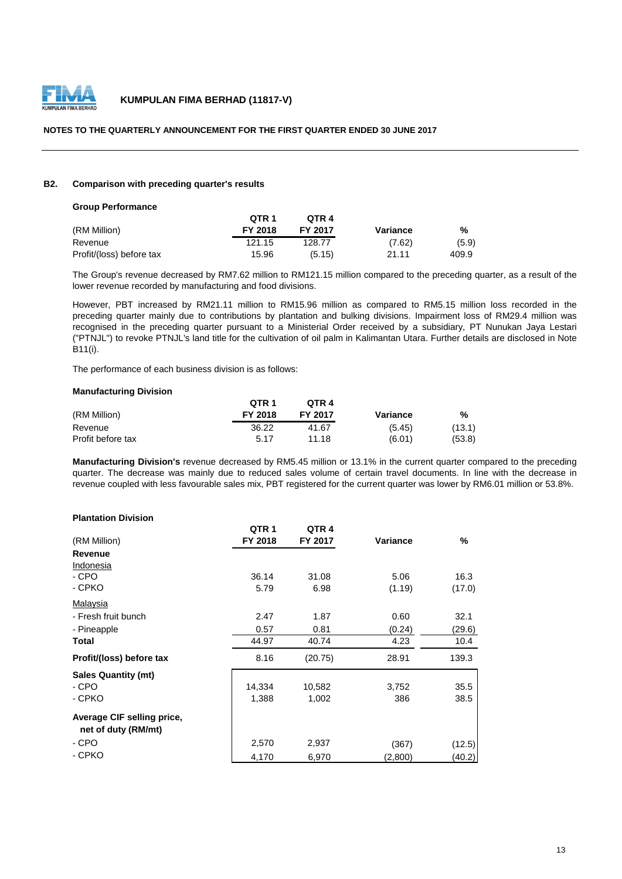**KUMPULAN FIMA BERHAD (11817-V)**

**NOTES TO THE QUARTERLY ANNOUNCEMENT FOR THE FIRST QUARTER ENDED 30 JUNE 2017**

**B2. Comparison with preceding quarter's results**

**Group Performance**

| (RM Million) | QTR 1 FY 2018 | QTR 4 FY 2017 | Variance | % |
|---|---|---|---|---|
| Revenue | 121.15 | 128.77 | (7.62) | (5.9) |
| Profit/(loss) before tax | 15.96 | (5.15) | 21.11 | 409.9 |

The Group's revenue decreased by RM7.62 million to RM121.15 million compared to the preceding quarter, as a result of the lower revenue recorded by manufacturing and food divisions.

However, PBT increased by RM21.11 million to RM15.96 million as compared to RM5.15 million loss recorded in the preceding quarter mainly due to contributions by plantation and bulking divisions. Impairment loss of RM29.4 million was recognised in the preceding quarter pursuant to a Ministerial Order received by a subsidiary, PT Nunukan Jaya Lestari ("PTNJL") to revoke PTNJL's land title for the cultivation of oil palm in Kalimantan Utara. Further details are disclosed in Note B11(i).

The performance of each business division is as follows:

**Manufacturing Division**

| (RM Million) | QTR 1 FY 2018 | QTR 4 FY 2017 | Variance | % |
|---|---|---|---|---|
| Revenue | 36.22 | 41.67 | (5.45) | (13.1) |
| Profit before tax | 5.17 | 11.18 | (6.01) | (53.8) |

**Manufacturing Division's** revenue decreased by RM5.45 million or 13.1% in the current quarter compared to the preceding quarter. The decrease was mainly due to reduced sales volume of certain travel documents. In line with the decrease in revenue coupled with less favourable sales mix, PBT registered for the current quarter was lower by RM6.01 million or 53.8%.

**Plantation Division**

| (RM Million) | QTR 1 FY 2018 | QTR 4 FY 2017 | Variance | % |
|---|---|---|---|---|
| **Revenue** | | | | |
| Indonesia | | | | |
| - CPO | 36.14 | 31.08 | 5.06 | 16.3 |
| - CPKO | 5.79 | 6.98 | (1.19) | (17.0) |
| Malaysia | | | | |
| - Fresh fruit bunch | 2.47 | 1.87 | 0.60 | 32.1 |
| - Pineapple | 0.57 | 0.81 | (0.24) | (29.6) |
| **Total** | 44.97 | 40.74 | 4.23 | 10.4 |
| **Profit/(loss) before tax** | 8.16 | (20.75) | 28.91 | 139.3 |
| **Sales Quantity (mt)** | | | | |
| - CPO | 14,334 | 10,582 | 3,752 | 35.5 |
| - CPKO | 1,388 | 1,002 | 386 | 38.5 |
| **Average CIF selling price, net of duty (RM/mt)** | | | | |
| - CPO | 2,570 | 2,937 | (367) | (12.5) |
| - CPKO | 4,170 | 6,970 | (2,800) | (40.2) |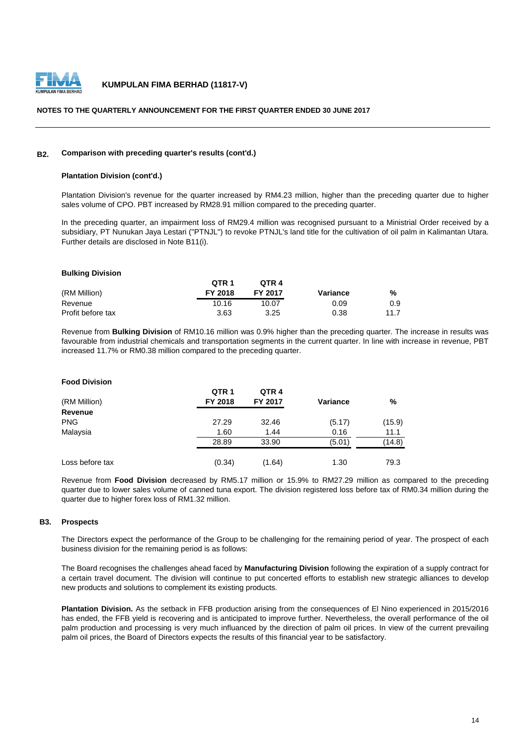### B2. Comparison with preceding quarter's results (cont'd.)

**Plantation Division (cont'd.)**

Plantation Division's revenue for the quarter increased by RM4.23 million, higher than the preceding quarter due to higher sales volume of CPO. PBT increased by RM28.91 million compared to the preceding quarter.

In the preceding quarter, an impairment loss of RM29.4 million was recognised pursuant to a Ministrial Order received by a subsidiary, PT Nunukan Jaya Lestari ("PTNJL") to revoke PTNJL's land title for the cultivation of oil palm in Kalimantan Utara. Further details are disclosed in Note B11(i).

**Bulking Division**

| (RM Million) | QTR 1 FY 2018 | QTR 4 FY 2017 | Variance | % |
|---|---|---|---|---|
| Revenue | 10.16 | 10.07 | 0.09 | 0.9 |
| Profit before tax | 3.63 | 3.25 | 0.38 | 11.7 |

Revenue from **Bulking Division** of RM10.16 million was 0.9% higher than the preceding quarter. The increase in results was favourable from industrial chemicals and transportation segments in the current quarter. In line with increase in revenue, PBT increased 11.7% or RM0.38 million compared to the preceding quarter.

**Food Division**

| (RM Million) | QTR 1 FY 2018 | QTR 4 FY 2017 | Variance | % |
|---|---|---|---|---|
| **Revenue** | | | | |
| PNG | 27.29 | 32.46 | (5.17) | (15.9) |
| Malaysia | 1.60 | 1.44 | 0.16 | 11.1 |
| | 28.89 | 33.90 | (5.01) | (14.8) |
| Loss before tax | (0.34) | (1.64) | 1.30 | 79.3 |

Revenue from **Food Division** decreased by RM5.17 million or 15.9% to RM27.29 million as compared to the preceding quarter due to lower sales volume of canned tuna export. The division registered loss before tax of RM0.34 million during the quarter due to higher forex loss of RM1.32 million.

### B3. Prospects

The Directors expect the performance of the Group to be challenging for the remaining period of year. The prospect of each business division for the remaining period is as follows:

The Board recognises the challenges ahead faced by **Manufacturing Division** following the expiration of a supply contract for a certain travel document. The division will continue to put concerted efforts to establish new strategic alliances to develop new products and solutions to complement its existing products.

**Plantation Division.** As the setback in FFB production arising from the consequences of El Nino experienced in 2015/2016 has ended, the FFB yield is recovering and is anticipated to improve further. Nevertheless, the overall performance of the oil palm production and processing is very much influanced by the direction of palm oil prices. In view of the current prevailing palm oil prices, the Board of Directors expects the results of this financial year to be satisfactory.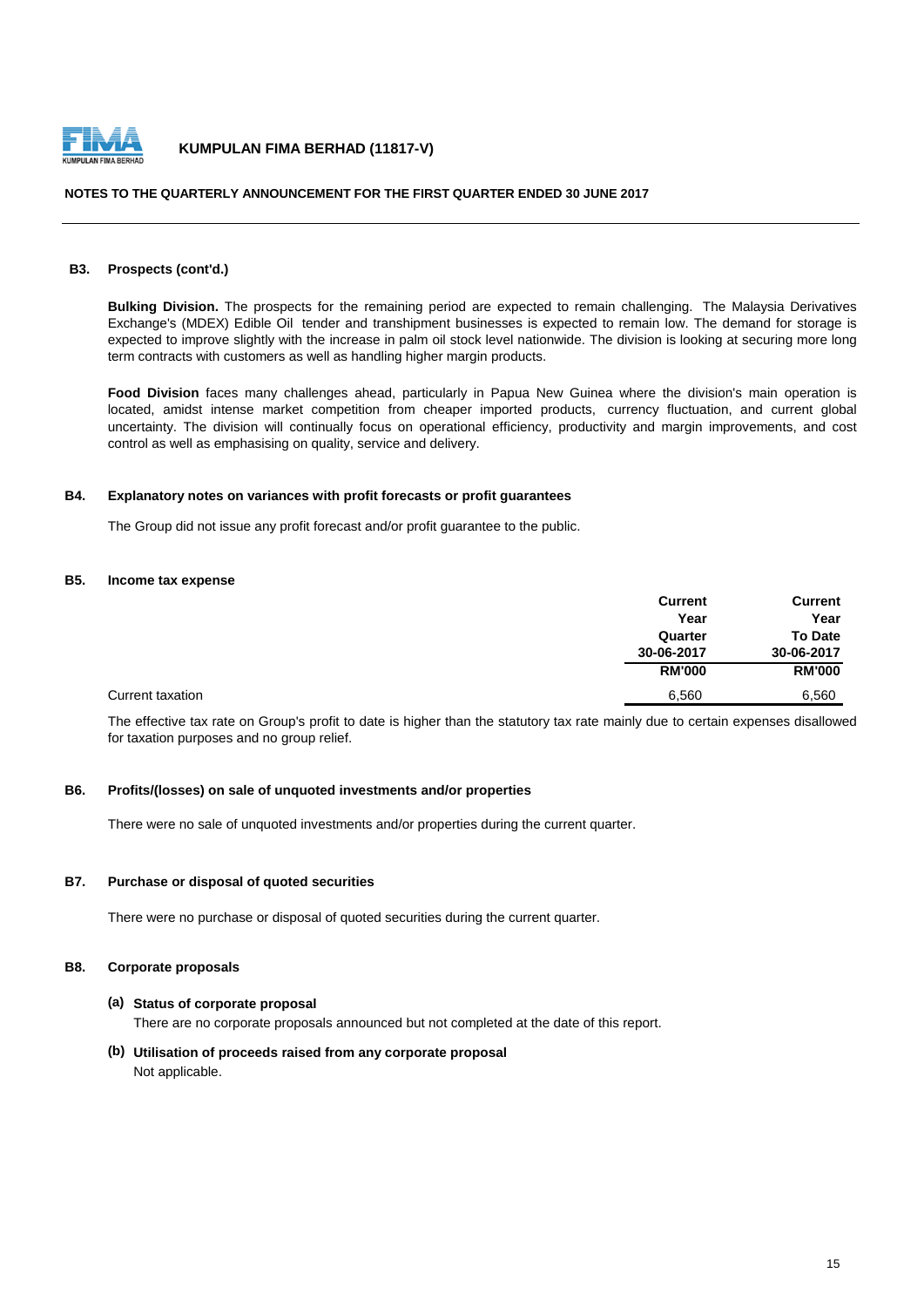### B3. Prospects (cont'd.)

**Bulking Division.** The prospects for the remaining period are expected to remain challenging. The Malaysia Derivatives Exchange's (MDEX) Edible Oil tender and transhipment businesses is expected to remain low. The demand for storage is expected to improve slightly with the increase in palm oil stock level nationwide. The division is looking at securing more long term contracts with customers as well as handling higher margin products.

**Food Division** faces many challenges ahead, particularly in Papua New Guinea where the division's main operation is located, amidst intense market competition from cheaper imported products, currency fluctuation, and current global uncertainty. The division will continually focus on operational efficiency, productivity and margin improvements, and cost control as well as emphasising on quality, service and delivery.

### B4. Explanatory notes on variances with profit forecasts or profit guarantees

The Group did not issue any profit forecast and/or profit guarantee to the public.

### B5. Income tax expense

| | Current Year Quarter 30-06-2017 | Current Year To Date 30-06-2017 |
|---|---|---|
| | RM'000 | RM'000 |
| Current taxation | 6,560 | 6,560 |

The effective tax rate on Group's profit to date is higher than the statutory tax rate mainly due to certain expenses disallowed for taxation purposes and no group relief.

### B6. Profits/(losses) on sale of unquoted investments and/or properties

There were no sale of unquoted investments and/or properties during the current quarter.

### B7. Purchase or disposal of quoted securities

There were no purchase or disposal of quoted securities during the current quarter.

### B8. Corporate proposals

**(a) Status of corporate proposal**

There are no corporate proposals announced but not completed at the date of this report.

**(b) Utilisation of proceeds raised from any corporate proposal**

Not applicable.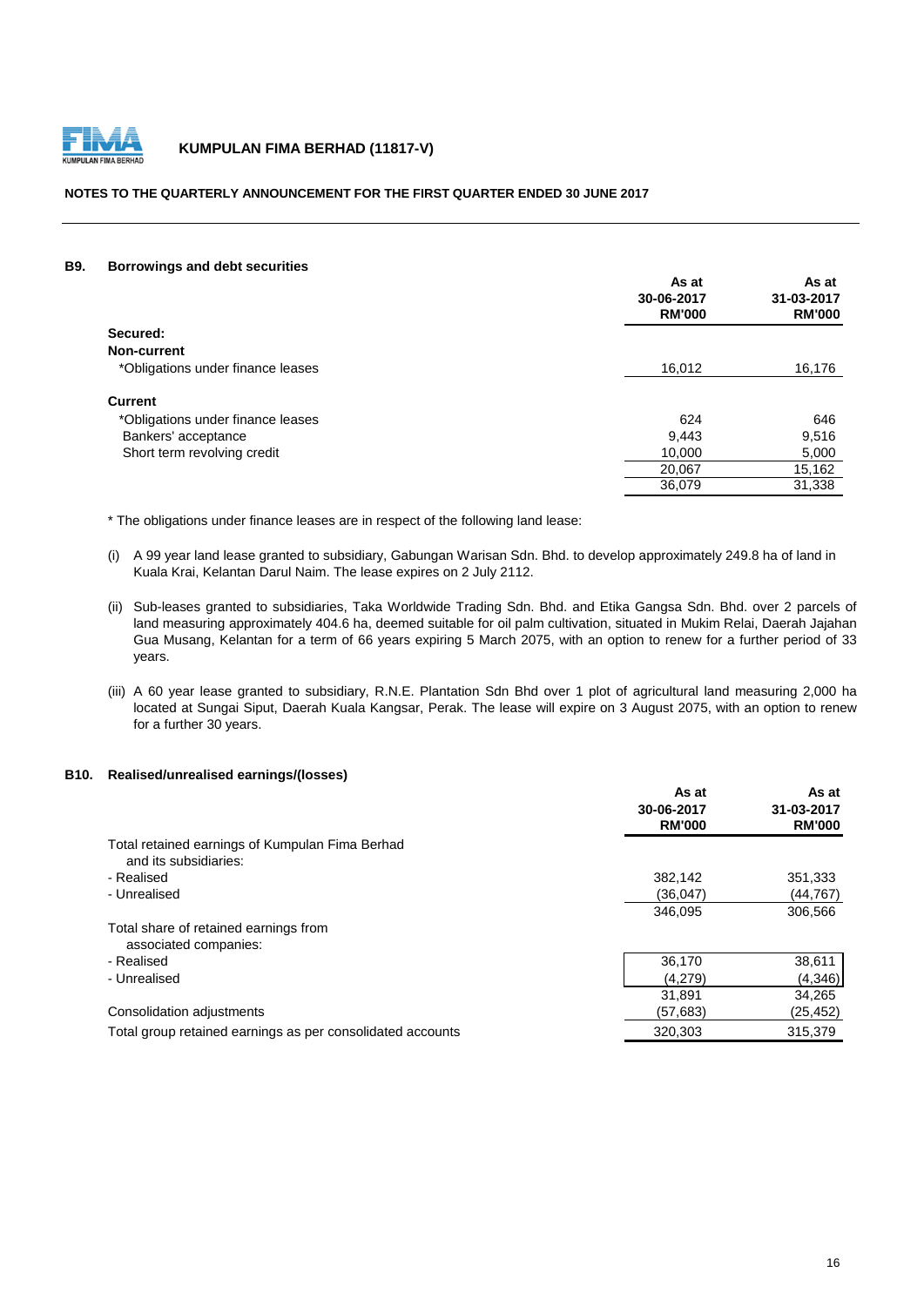## B9. Borrowings and debt securities

| | As at 30-06-2017 RM'000 | As at 31-03-2017 RM'000 |
|---|---|---|
| **Secured:** | | |
| **Non-current** | | |
| *Obligations under finance leases | 16,012 | 16,176 |
| **Current** | | |
| *Obligations under finance leases | 624 | 646 |
| Bankers' acceptance | 9,443 | 9,516 |
| Short term revolving credit | 10,000 | 5,000 |
| | 20,067 | 15,162 |
| | 36,079 | 31,338 |

* The obligations under finance leases are in respect of the following land lease:

(i) A 99 year land lease granted to subsidiary, Gabungan Warisan Sdn. Bhd. to develop approximately 249.8 ha of land in Kuala Krai, Kelantan Darul Naim. The lease expires on 2 July 2112.

(ii) Sub-leases granted to subsidiaries, Taka Worldwide Trading Sdn. Bhd. and Etika Gangsa Sdn. Bhd. over 2 parcels of land measuring approximately 404.6 ha, deemed suitable for oil palm cultivation, situated in Mukim Relai, Daerah Jajahan Gua Musang, Kelantan for a term of 66 years expiring 5 March 2075, with an option to renew for a further period of 33 years.

(iii) A 60 year lease granted to subsidiary, R.N.E. Plantation Sdn Bhd over 1 plot of agricultural land measuring 2,000 ha located at Sungai Siput, Daerah Kuala Kangsar, Perak. The lease will expire on 3 August 2075, with an option to renew for a further 30 years.

## B10. Realised/unrealised earnings/(losses)

| | As at 30-06-2017 RM'000 | As at 31-03-2017 RM'000 |
|---|---|---|
| Total retained earnings of Kumpulan Fima Berhad and its subsidiaries: | | |
| - Realised | 382,142 | 351,333 |
| - Unrealised | (36,047) | (44,767) |
| | 346,095 | 306,566 |
| Total share of retained earnings from associated companies: | | |
| - Realised | 36,170 | 38,611 |
| - Unrealised | (4,279) | (4,346) |
| | 31,891 | 34,265 |
| Consolidation adjustments | (57,683) | (25,452) |
| Total group retained earnings as per consolidated accounts | 320,303 | 315,379 |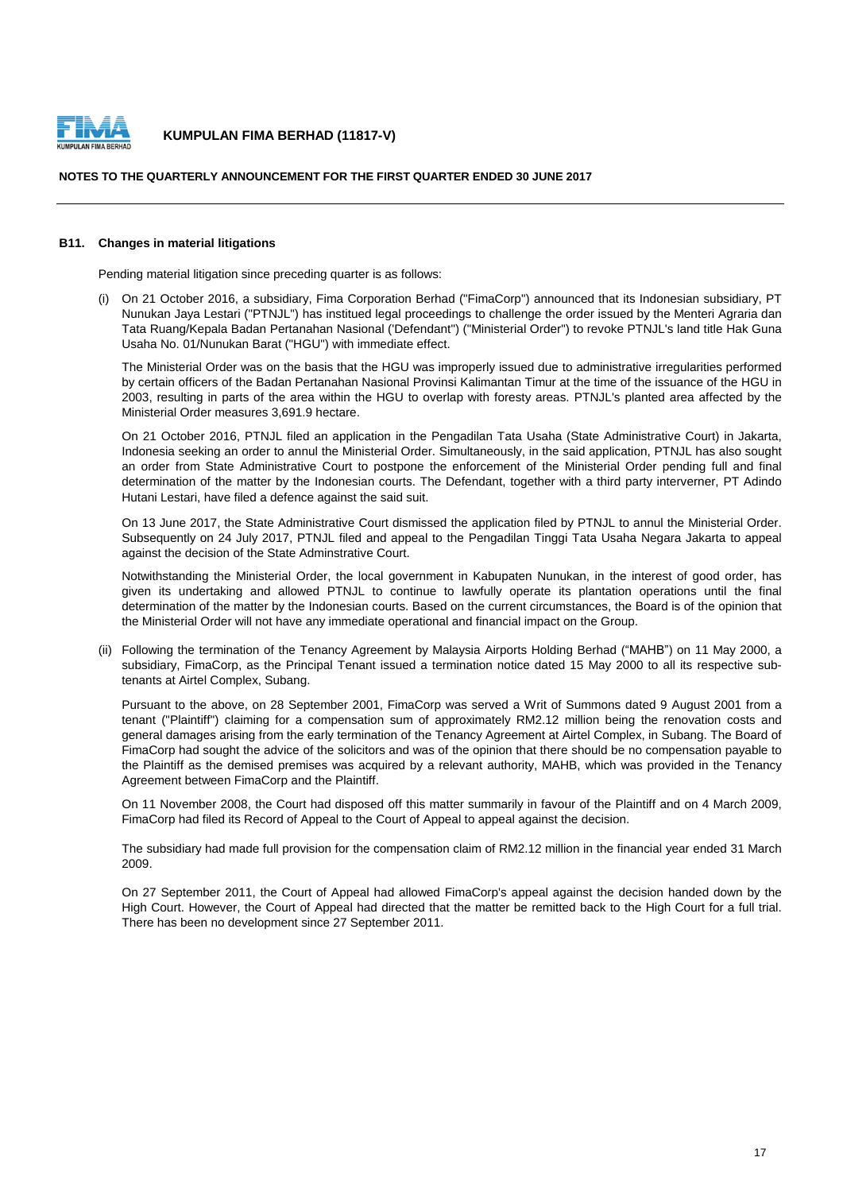#### B11. Changes in material litigations

Pending material litigation since preceding quarter is as follows:

(i) On 21 October 2016, a subsidiary, Fima Corporation Berhad ("FimaCorp") announced that its Indonesian subsidiary, PT Nunukan Jaya Lestari ("PTNJL") has instituted legal proceedings to challenge the order issued by the Menteri Agraria dan Tata Ruang/Kepala Badan Pertanahan Nasional ('Defendant") ("Ministerial Order") to revoke PTNJL's land title Hak Guna Usaha No. 01/Nunukan Barat ("HGU") with immediate effect.

The Ministerial Order was on the basis that the HGU was improperly issued due to administrative irregularities performed by certain officers of the Badan Pertanahan Nasional Provinsi Kalimantan Timur at the time of the issuance of the HGU in 2003, resulting in parts of the area within the HGU to overlap with foresty areas. PTNJL's planted area affected by the Ministerial Order measures 3,691.9 hectare.

On 21 October 2016, PTNJL filed an application in the Pengadilan Tata Usaha (State Administrative Court) in Jakarta, Indonesia seeking an order to annul the Ministerial Order. Simultaneously, in the said application, PTNJL has also sought an order from State Administrative Court to postpone the enforcement of the Ministerial Order pending full and final determination of the matter by the Indonesian courts. The Defendant, together with a third party interverner, PT Adindo Hutani Lestari, have filed a defence against the said suit.

On 13 June 2017, the State Administrative Court dismissed the application filed by PTNJL to annul the Ministerial Order. Subsequently on 24 July 2017, PTNJL filed and appeal to the Pengadilan Tinggi Tata Usaha Negara Jakarta to appeal against the decision of the State Adminstrative Court.

Notwithstanding the Ministerial Order, the local government in Kabupaten Nunukan, in the interest of good order, has given its undertaking and allowed PTNJL to continue to lawfully operate its plantation operations until the final determination of the matter by the Indonesian courts. Based on the current circumstances, the Board is of the opinion that the Ministerial Order will not have any immediate operational and financial impact on the Group.

(ii) Following the termination of the Tenancy Agreement by Malaysia Airports Holding Berhad ("MAHB") on 11 May 2000, a subsidiary, FimaCorp, as the Principal Tenant issued a termination notice dated 15 May 2000 to all its respective sub-tenants at Airtel Complex, Subang.

Pursuant to the above, on 28 September 2001, FimaCorp was served a Writ of Summons dated 9 August 2001 from a tenant ("Plaintiff") claiming for a compensation sum of approximately RM2.12 million being the renovation costs and general damages arising from the early termination of the Tenancy Agreement at Airtel Complex, in Subang. The Board of FimaCorp had sought the advice of the solicitors and was of the opinion that there should be no compensation payable to the Plaintiff as the demised premises was acquired by a relevant authority, MAHB, which was provided in the Tenancy Agreement between FimaCorp and the Plaintiff.

On 11 November 2008, the Court had disposed off this matter summarily in favour of the Plaintiff and on 4 March 2009, FimaCorp had filed its Record of Appeal to the Court of Appeal to appeal against the decision.

The subsidiary had made full provision for the compensation claim of RM2.12 million in the financial year ended 31 March 2009.

On 27 September 2011, the Court of Appeal had allowed FimaCorp's appeal against the decision handed down by the High Court. However, the Court of Appeal had directed that the matter be remitted back to the High Court for a full trial. There has been no development since 27 September 2011.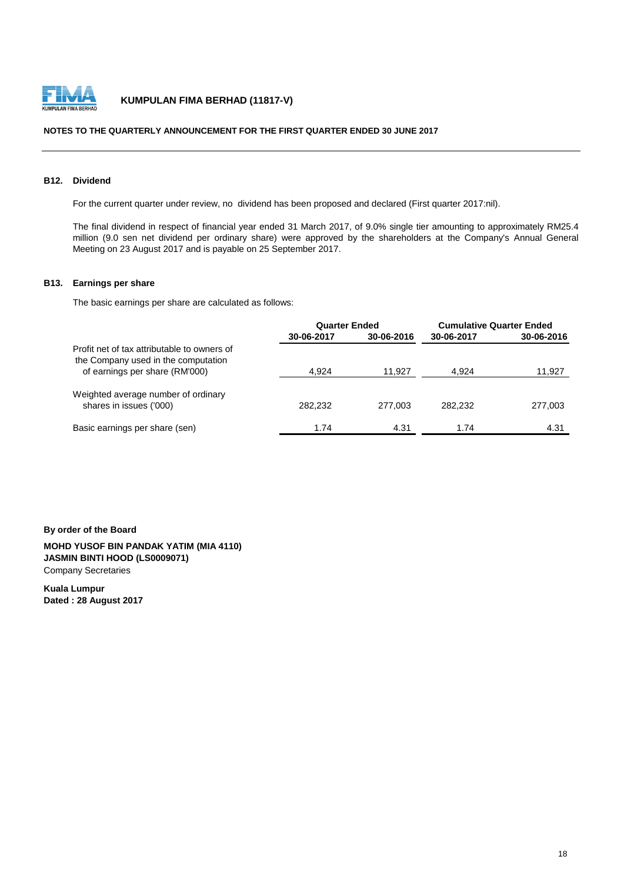**KUMPULAN FIMA BERHAD (11817-V)**

**NOTES TO THE QUARTERLY ANNOUNCEMENT FOR THE FIRST QUARTER ENDED 30 JUNE 2017**

### B12. Dividend

For the current quarter under review, no dividend has been proposed and declared (First quarter 2017:nil).

The final dividend in respect of financial year ended 31 March 2017, of 9.0% single tier amounting to approximately RM25.4 million (9.0 sen net dividend per ordinary share) were approved by the shareholders at the Company's Annual General Meeting on 23 August 2017 and is payable on 25 September 2017.

### B13. Earnings per share

The basic earnings per share are calculated as follows:

| | Quarter Ended | | Cumulative Quarter Ended | |
|---|---|---|---|---|
| | 30-06-2017 | 30-06-2016 | 30-06-2017 | 30-06-2016 |
| Profit net of tax attributable to owners of the Company used in the computation of earnings per share (RM'000) | 4,924 | 11,927 | 4,924 | 11,927 |
| Weighted average number of ordinary shares in issues ('000) | 282,232 | 277,003 | 282,232 | 277,003 |
| Basic earnings per share (sen) | 1.74 | 4.31 | 1.74 | 4.31 |

**By order of the Board**

**MOHD YUSOF BIN PANDAK YATIM (MIA 4110)**
**JASMIN BINTI HOOD (LS0009071)**
Company Secretaries

**Kuala Lumpur**
**Dated : 28 August 2017**